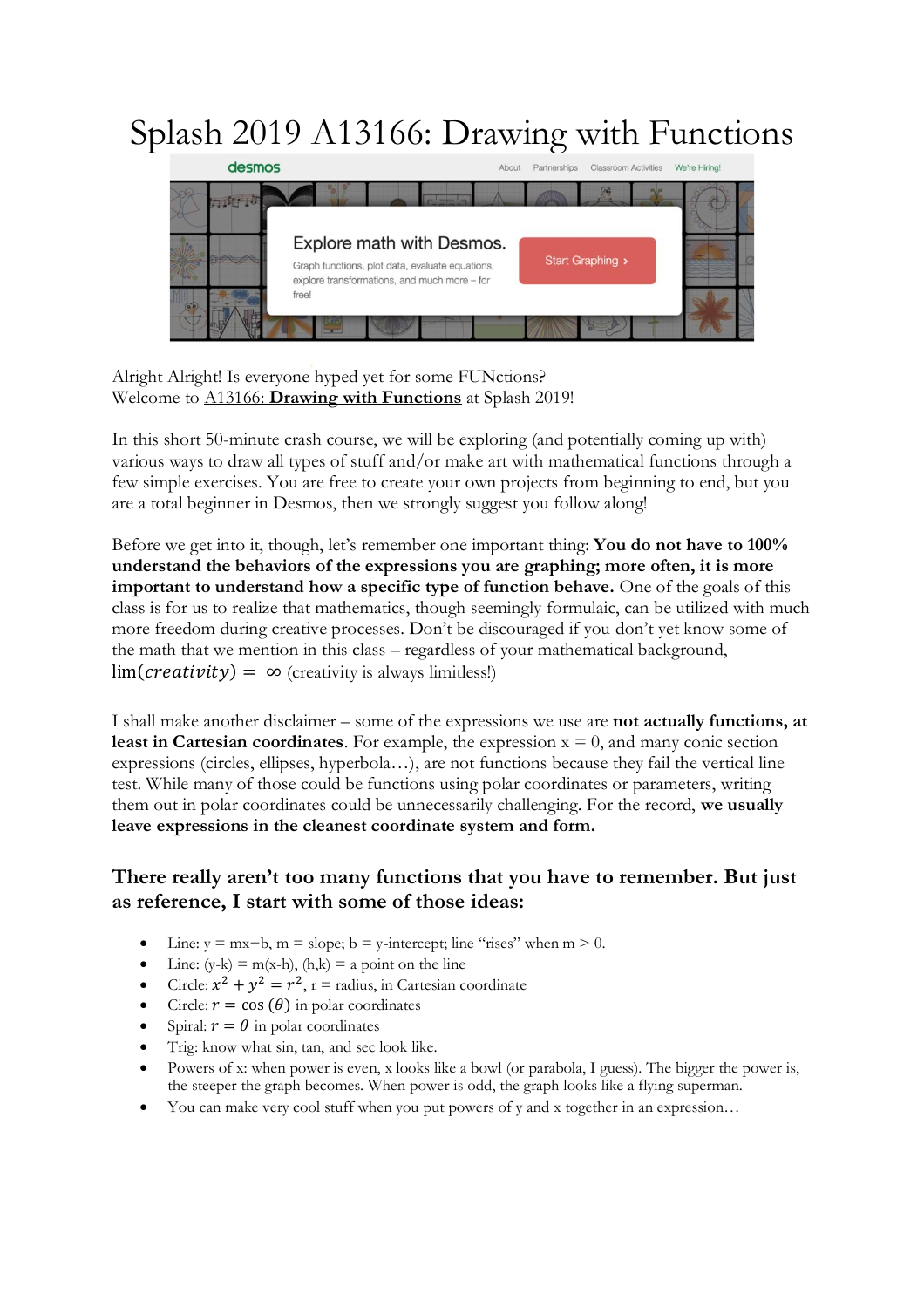# Splash 2019 A13166: Drawing with Functions

Alright Alright! Is everyone hyped yet for some FUNctions?
Welcome to A13166: **Drawing with Functions** at Splash 2019!

In this short 50-minute crash course, we will be exploring (and potentially coming up with) various ways to draw all types of stuff and/or make art with mathematical functions through a few simple exercises. You are free to create your own projects from beginning to end, but you are a total beginner in Desmos, then we strongly suggest you follow along!

Before we get into it, though, let's remember one important thing: **You do not have to 100% understand the behaviors of the expressions you are graphing; more often, it is more important to understand how a specific type of function behave.** One of the goals of this class is for us to realize that mathematics, though seemingly formulaic, can be utilized with much more freedom during creative processes. Don't be discouraged if you don't yet know some of the math that we mention in this class – regardless of your mathematical background, $\lim(creativity) = \infty$ (creativity is always limitless!)

I shall make another disclaimer – some of the expressions we use are **not actually functions, at least in Cartesian coordinates**. For example, the expression x = 0, and many conic section expressions (circles, ellipses, hyperbola…), are not functions because they fail the vertical line test. While many of those could be functions using polar coordinates or parameters, writing them out in polar coordinates could be unnecessarily challenging. For the record, **we usually leave expressions in the cleanest coordinate system and form.**

## There really aren't too many functions that you have to remember. But just as reference, I start with some of those ideas:

- Line: y = mx+b, m = slope; b = y-intercept; line "rises" when m > 0.
- Line: (y-k) = m(x-h), (h,k) = a point on the line
- Circle: $x^2 + y^2 = r^2$, r = radius, in Cartesian coordinate
- Circle: $r = \cos(\theta)$ in polar coordinates
- Spiral: $r = \theta$ in polar coordinates
- Trig: know what sin, tan, and sec look like.
- Powers of x: when power is even, x looks like a bowl (or parabola, I guess). The bigger the power is, the steeper the graph becomes. When power is odd, the graph looks like a flying superman.
- You can make very cool stuff when you put powers of y and x together in an expression…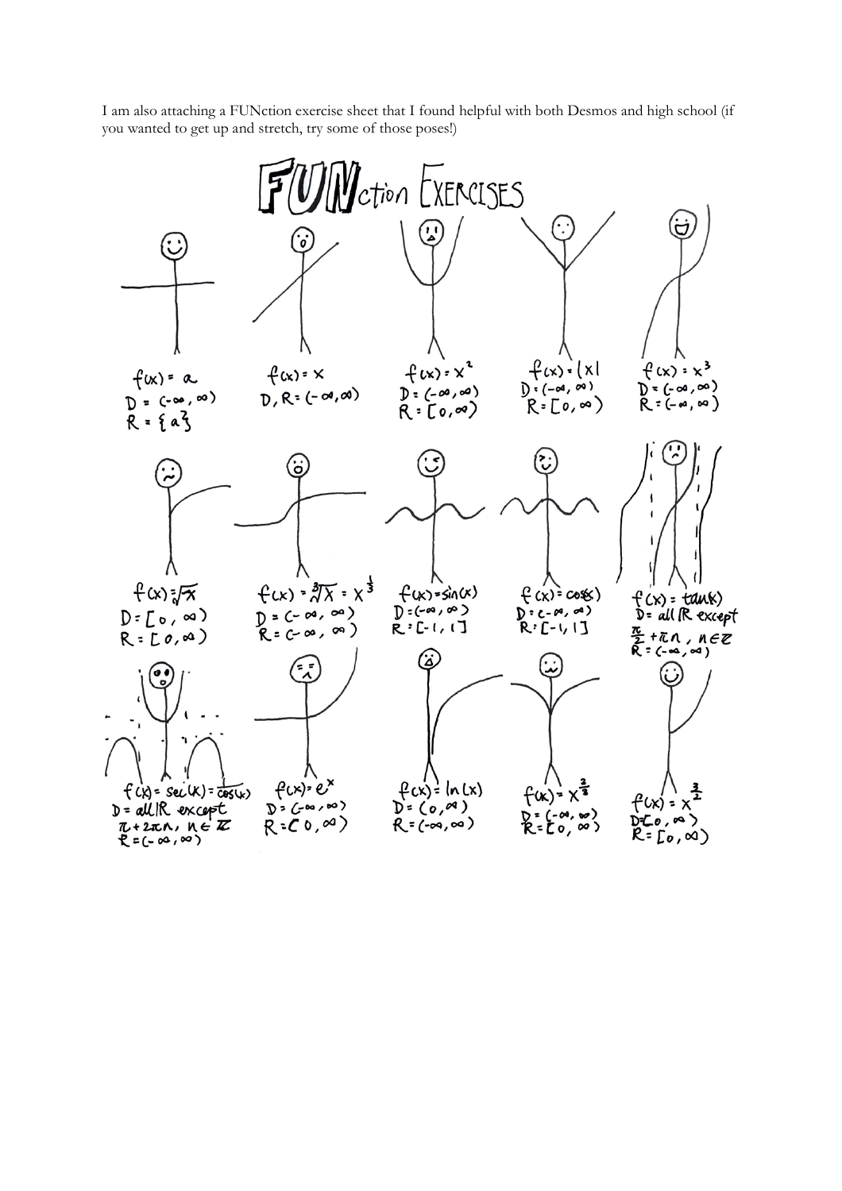I am also attaching a FUNction exercise sheet that I found helpful with both Desmos and high school (if you wanted to get up and stretch, try some of those poses!)

# FUNction EXERCISES

$f(x) = a$
$D = (-\infty, \infty)$
$R = \{a\}$

$f(x) = x$
$D, R = (-\infty, \infty)$

$f(x) = x^2$
$D = (-\infty, \infty)$
$R = [0, \infty)$

$f(x) = |x|$
$D = (-\infty, \infty)$
$R = [0, \infty)$

$f(x) = x^3$
$D = (-\infty, \infty)$
$R = (-\infty, \infty)$

$f(x) = \sqrt{x}$
$D = [0, \infty)$
$R = [0, \infty)$

$f(x) = \sqrt[3]{x} = x^{\frac{1}{3}}$
$D = (-\infty, \infty)$
$R = (-\infty, \infty)$

$f(x) = \sin(x)$
$D = (-\infty, \infty)$
$R = [-1, 1]$

$f(x) = \cos(x)$
$D = (-\infty, \infty)$
$R = [-1, 1]$

$f(x) = \tan(x)$
D = all $\mathbb{R}$ except $\frac{\pi}{2} + \pi n,\ n \in \mathbb{Z}$
$R = (-\infty, \infty)$

$f(x) = \sec(x) = \frac{1}{\cos(x)}$
D = all $\mathbb{R}$ except $\pi + 2\pi n,\ n \in \mathbb{Z}$
$R = (-\infty, \infty)$

$f(x) = e^x$
$D = (-\infty, \infty)$
$R = (0, \infty)$

$f(x) = \ln(x)$
$D = (0, \infty)$
$R = (-\infty, \infty)$

$f(x) = x^{\frac{2}{3}}$
$D = (-\infty, \infty)$
$R = [0, \infty)$

$f(x) = x^{\frac{3}{2}}$
$D = [0, \infty)$
$R = [0, \infty)$